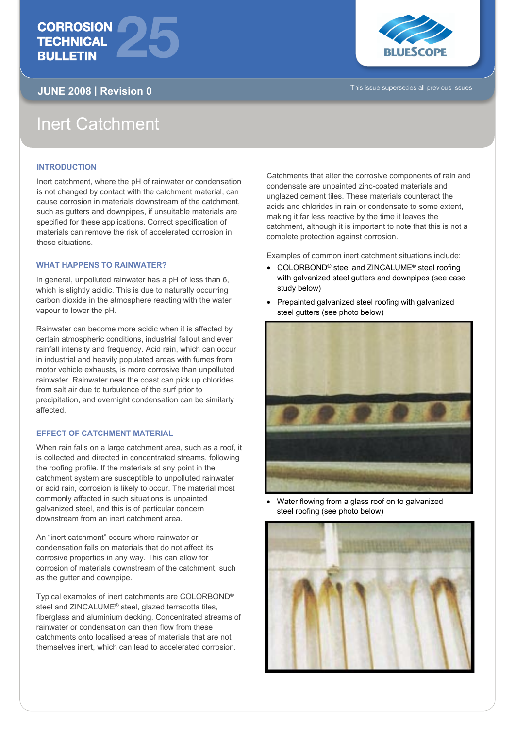# CORROSION TECHNICAL BULLETIN 25

**JUNE 2008 | Revision 0**

This issue supersedes all previous issues

# Inert Catchment

## INTRODUCTION

Inert catchment, where the pH of rainwater or condensation is not changed by contact with the catchment material, can cause corrosion in materials downstream of the catchment, such as gutters and downpipes, if unsuitable materials are specified for these applications. Correct specification of materials can remove the risk of accelerated corrosion in these situations.

## WHAT HAPPENS TO RAINWATER?

In general, unpolluted rainwater has a pH of less than 6, which is slightly acidic. This is due to naturally occurring carbon dioxide in the atmosphere reacting with the water vapour to lower the pH.

Rainwater can become more acidic when it is affected by certain atmospheric conditions, industrial fallout and even rainfall intensity and frequency. Acid rain, which can occur in industrial and heavily populated areas with fumes from motor vehicle exhausts, is more corrosive than unpolluted rainwater. Rainwater near the coast can pick up chlorides from salt air due to turbulence of the surf prior to precipitation, and overnight condensation can be similarly affected.

## EFFECT OF CATCHMENT MATERIAL

When rain falls on a large catchment area, such as a roof, it is collected and directed in concentrated streams, following the roofing profile. If the materials at any point in the catchment system are susceptible to unpolluted rainwater or acid rain, corrosion is likely to occur. The material most commonly affected in such situations is unpainted galvanized steel, and this is of particular concern downstream from an inert catchment area.

An "inert catchment" occurs where rainwater or condensation falls on materials that do not affect its corrosive properties in any way. This can allow for corrosion of materials downstream of the catchment, such as the gutter and downpipe.

Typical examples of inert catchments are COLORBOND® steel and ZINCALUME® steel, glazed terracotta tiles, fiberglass and aluminium decking. Concentrated streams of rainwater or condensation can then flow from these catchments onto localised areas of materials that are not themselves inert, which can lead to accelerated corrosion.

Catchments that alter the corrosive components of rain and condensate are unpainted zinc-coated materials and unglazed cement tiles. These materials counteract the acids and chlorides in rain or condensate to some extent, making it far less reactive by the time it leaves the catchment, although it is important to note that this is not a complete protection against corrosion.

Examples of common inert catchment situations include:

- COLORBOND® steel and ZINCALUME® steel roofing with galvanized steel gutters and downpipes (see case study below)
- Prepainted galvanized steel roofing with galvanized steel gutters (see photo below)
- Water flowing from a glass roof on to galvanized steel roofing (see photo below)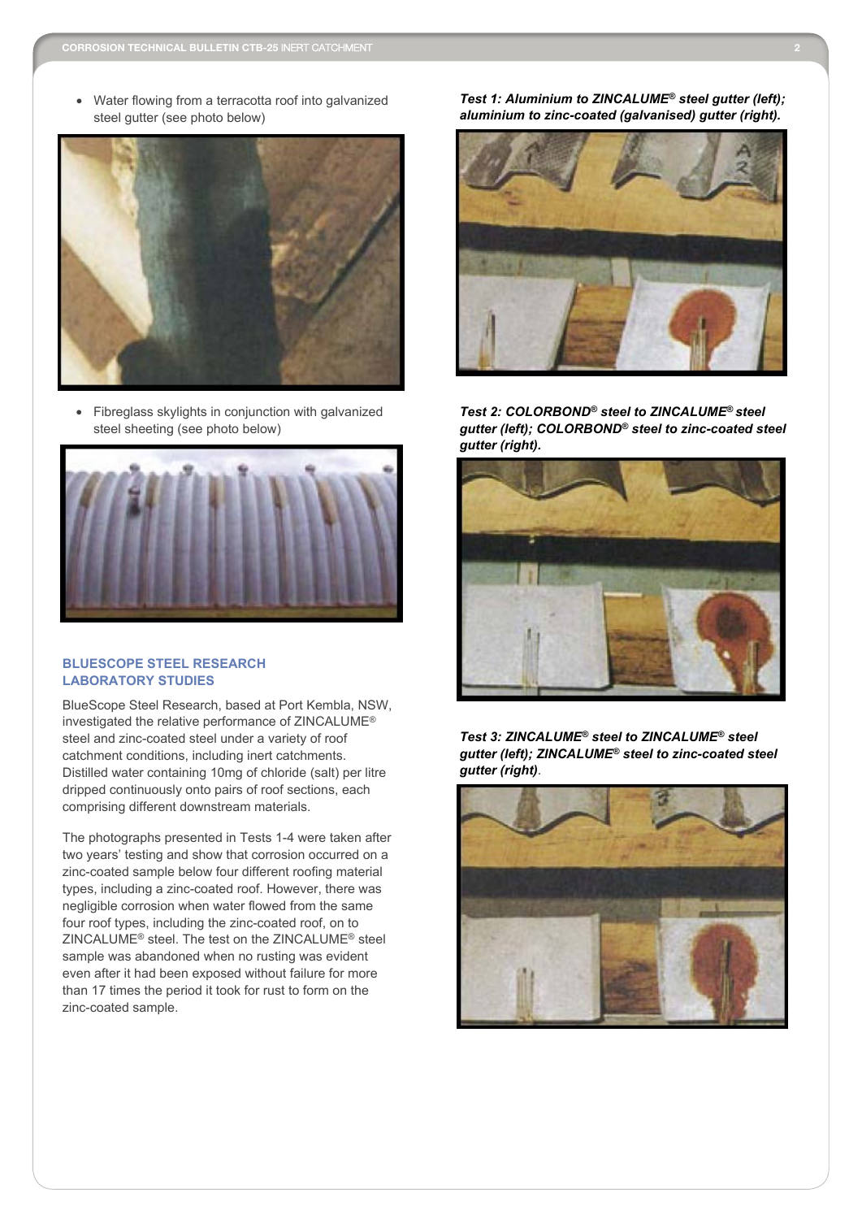- Water flowing from a terracotta roof into galvanized steel gutter (see photo below)

- Fibreglass skylights in conjunction with galvanized steel sheeting (see photo below)

## BLUESCOPE STEEL RESEARCH LABORATORY STUDIES

BlueScope Steel Research, based at Port Kembla, NSW, investigated the relative performance of ZINCALUME® steel and zinc-coated steel under a variety of roof catchment conditions, including inert catchments. Distilled water containing 10mg of chloride (salt) per litre dripped continuously onto pairs of roof sections, each comprising different downstream materials.

The photographs presented in Tests 1-4 were taken after two years' testing and show that corrosion occurred on a zinc-coated sample below four different roofing material types, including a zinc-coated roof. However, there was negligible corrosion when water flowed from the same four roof types, including the zinc-coated roof, on to ZINCALUME® steel. The test on the ZINCALUME® steel sample was abandoned when no rusting was evident even after it had been exposed without failure for more than 17 times the period it took for rust to form on the zinc-coated sample.

***Test 1: Aluminium to ZINCALUME® steel gutter (left); aluminium to zinc-coated (galvanised) gutter (right).***

***Test 2: COLORBOND® steel to ZINCALUME® steel gutter (left); COLORBOND® steel to zinc-coated steel gutter (right).***

***Test 3: ZINCALUME® steel to ZINCALUME® steel gutter (left); ZINCALUME® steel to zinc-coated steel gutter (right)***.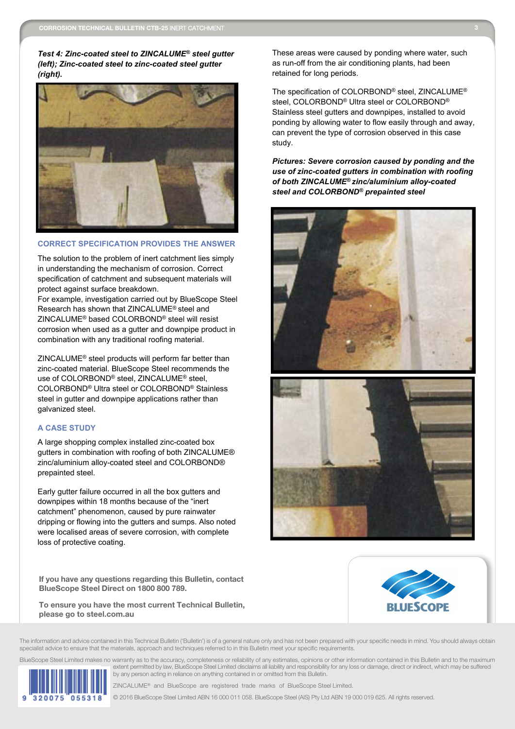*Test 4: Zinc-coated steel to ZINCALUME® steel gutter (left); Zinc-coated steel to zinc-coated steel gutter (right).*

## CORRECT SPECIFICATION PROVIDES THE ANSWER

The solution to the problem of inert catchment lies simply in understanding the mechanism of corrosion. Correct specification of catchment and subsequent materials will protect against surface breakdown.
For example, investigation carried out by BlueScope Steel Research has shown that ZINCALUME® steel and ZINCALUME® based COLORBOND® steel will resist corrosion when used as a gutter and downpipe product in combination with any traditional roofing material.

ZINCALUME® steel products will perform far better than zinc-coated material. BlueScope Steel recommends the use of COLORBOND® steel, ZINCALUME® steel, COLORBOND® Ultra steel or COLORBOND® Stainless steel in gutter and downpipe applications rather than galvanized steel.

## A CASE STUDY

A large shopping complex installed zinc-coated box gutters in combination with roofing of both ZINCALUME® zinc/aluminium alloy-coated steel and COLORBOND® prepainted steel.

Early gutter failure occurred in all the box gutters and downpipes within 18 months because of the "inert catchment" phenomenon, caused by pure rainwater dripping or flowing into the gutters and sumps. Also noted were localised areas of severe corrosion, with complete loss of protective coating.

These areas were caused by ponding where water, such as run-off from the air conditioning plants, had been retained for long periods.

The specification of COLORBOND® steel, ZINCALUME® steel, COLORBOND® Ultra steel or COLORBOND® Stainless steel gutters and downpipes, installed to avoid ponding by allowing water to flow easily through and away, can prevent the type of corrosion observed in this case study.

***Pictures: Severe corrosion caused by ponding and the use of zinc-coated gutters in combination with roofing of both ZINCALUME® zinc/aluminium alloy-coated steel and COLORBOND® prepainted steel***

**If you have any questions regarding this Bulletin, contact BlueScope Steel Direct on 1800 800 789.**

**To ensure you have the most current Technical Bulletin, please go to steel.com.au**

BLUESCOPE

The information and advice contained in this Technical Bulletin ('Bulletin') is of a general nature only and has not been prepared with your specific needs in mind. You should always obtain specialist advice to ensure that the materials, approach and techniques referred to in this Bulletin meet your specific requirements.

BlueScope Steel Limited makes no warranty as to the accuracy, completeness or reliability of any estimates, opinions or other information contained in this Bulletin and to the maximum extent permitted by law, BlueScope Steel Limited disclaims all liability and responsibility for any loss or damage, direct or indirect, which may be suffered by any person acting in reliance on anything contained in or omitted from this Bulletin.

ZINCALUME® and BlueScope are registered trade marks of BlueScope Steel Limited.

© 2016 BlueScope Steel Limited ABN 16 000 011 058. BlueScope Steel (AIS) Pty Ltd ABN 19 000 019 625. All rights reserved.

9 320075 055318